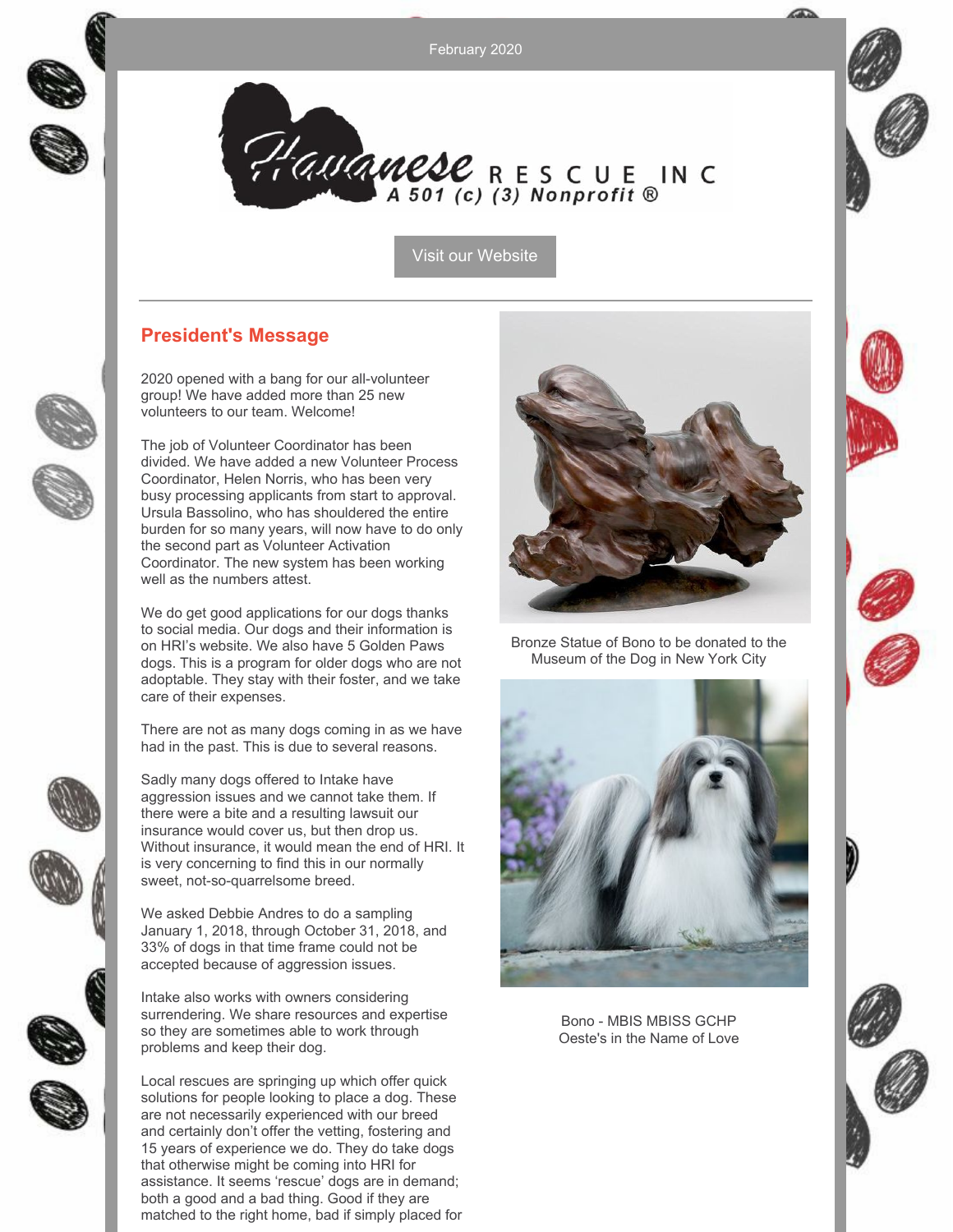February 2020

Havanese RESCUE INC
A 501 (c) (3) Nonprofit ®

Visit our Website

---

## President's Message

2020 opened with a bang for our all-volunteer group! We have added more than 25 new volunteers to our team. Welcome!

The job of Volunteer Coordinator has been divided. We have added a new Volunteer Process Coordinator, Helen Norris, who has been very busy processing applicants from start to approval. Ursula Bassolino, who has shouldered the entire burden for so many years, will now have to do only the second part as Volunteer Activation Coordinator. The new system has been working well as the numbers attest.

We do get good applications for our dogs thanks to social media. Our dogs and their information is on HRI's website. We also have 5 Golden Paws dogs. This is a program for older dogs who are not adoptable. They stay with their foster, and we take care of their expenses.

There are not as many dogs coming in as we have had in the past. This is due to several reasons.

Sadly many dogs offered to Intake have aggression issues and we cannot take them. If there were a bite and a resulting lawsuit our insurance would cover us, but then drop us. Without insurance, it would mean the end of HRI. It is very concerning to find this in our normally sweet, not-so-quarrelsome breed.

We asked Debbie Andres to do a sampling January 1, 2018, through October 31, 2018, and 33% of dogs in that time frame could not be accepted because of aggression issues.

Intake also works with owners considering surrendering. We share resources and expertise so they are sometimes able to work through problems and keep their dog.

Local rescues are springing up which offer quick solutions for people looking to place a dog. These are not necessarily experienced with our breed and certainly don't offer the vetting, fostering and 15 years of experience we do. They do take dogs that otherwise might be coming into HRI for assistance. It seems 'rescue' dogs are in demand; both a good and a bad thing. Good if they are matched to the right home, bad if simply placed for

Bronze Statue of Bono to be donated to the Museum of the Dog in New York City

Bono - MBIS MBISS GCHP Oeste's in the Name of Love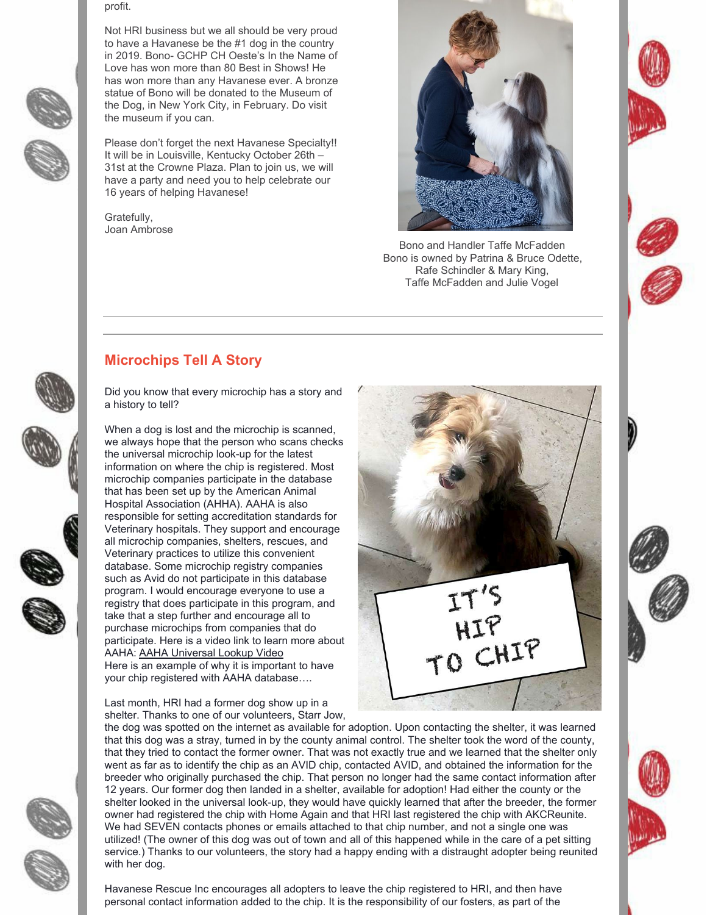profit.

Not HRI business but we all should be very proud to have a Havanese be the #1 dog in the country in 2019. Bono- GCHP CH Oeste's In the Name of Love has won more than 80 Best in Shows! He has won more than any Havanese ever. A bronze statue of Bono will be donated to the Museum of the Dog, in New York City, in February. Do visit the museum if you can.

Please don't forget the next Havanese Specialty!! It will be in Louisville, Kentucky October 26th – 31st at the Crowne Plaza. Plan to join us, we will have a party and need you to help celebrate our 16 years of helping Havanese!

Gratefully,
Joan Ambrose

Bono and Handler Taffe McFadden
Bono is owned by Patrina & Bruce Odette, Rafe Schindler & Mary King, Taffe McFadden and Julie Vogel

---

## Microchips Tell A Story

Did you know that every microchip has a story and a history to tell?

When a dog is lost and the microchip is scanned, we always hope that the person who scans checks the universal microchip look-up for the latest information on where the chip is registered. Most microchip companies participate in the database that has been set up by the American Animal Hospital Association (AHHA). AAHA is also responsible for setting accreditation standards for Veterinary hospitals. They support and encourage all microchip companies, shelters, rescues, and Veterinary practices to utilize this convenient database. Some microchip registry companies such as Avid do not participate in this database program. I would encourage everyone to use a registry that does participate in this program, and take that a step further and encourage all to purchase microchips from companies that do participate. Here is a video link to learn more about AAHA: [AAHA Universal Lookup Video]
Here is an example of why it is important to have your chip registered with AAHA database….

Last month, HRI had a former dog show up in a shelter. Thanks to one of our volunteers, Starr Jow, the dog was spotted on the internet as available for adoption. Upon contacting the shelter, it was learned that this dog was a stray, turned in by the county animal control. The shelter took the word of the county, that they tried to contact the former owner. That was not exactly true and we learned that the shelter only went as far as to identify the chip as an AVID chip, contacted AVID, and obtained the information for the breeder who originally purchased the chip. That person no longer had the same contact information after 12 years. Our former dog then landed in a shelter, available for adoption! Had either the county or the shelter looked in the universal look-up, they would have quickly learned that after the breeder, the former owner had registered the chip with Home Again and that HRI last registered the chip with AKCReunite. We had SEVEN contacts phones or emails attached to that chip number, and not a single one was utilized! (The owner of this dog was out of town and all of this happened while in the care of a pet sitting service.) Thanks to our volunteers, the story had a happy ending with a distraught adopter being reunited with her dog.

Havanese Rescue Inc encourages all adopters to leave the chip registered to HRI, and then have personal contact information added to the chip. It is the responsibility of our fosters, as part of the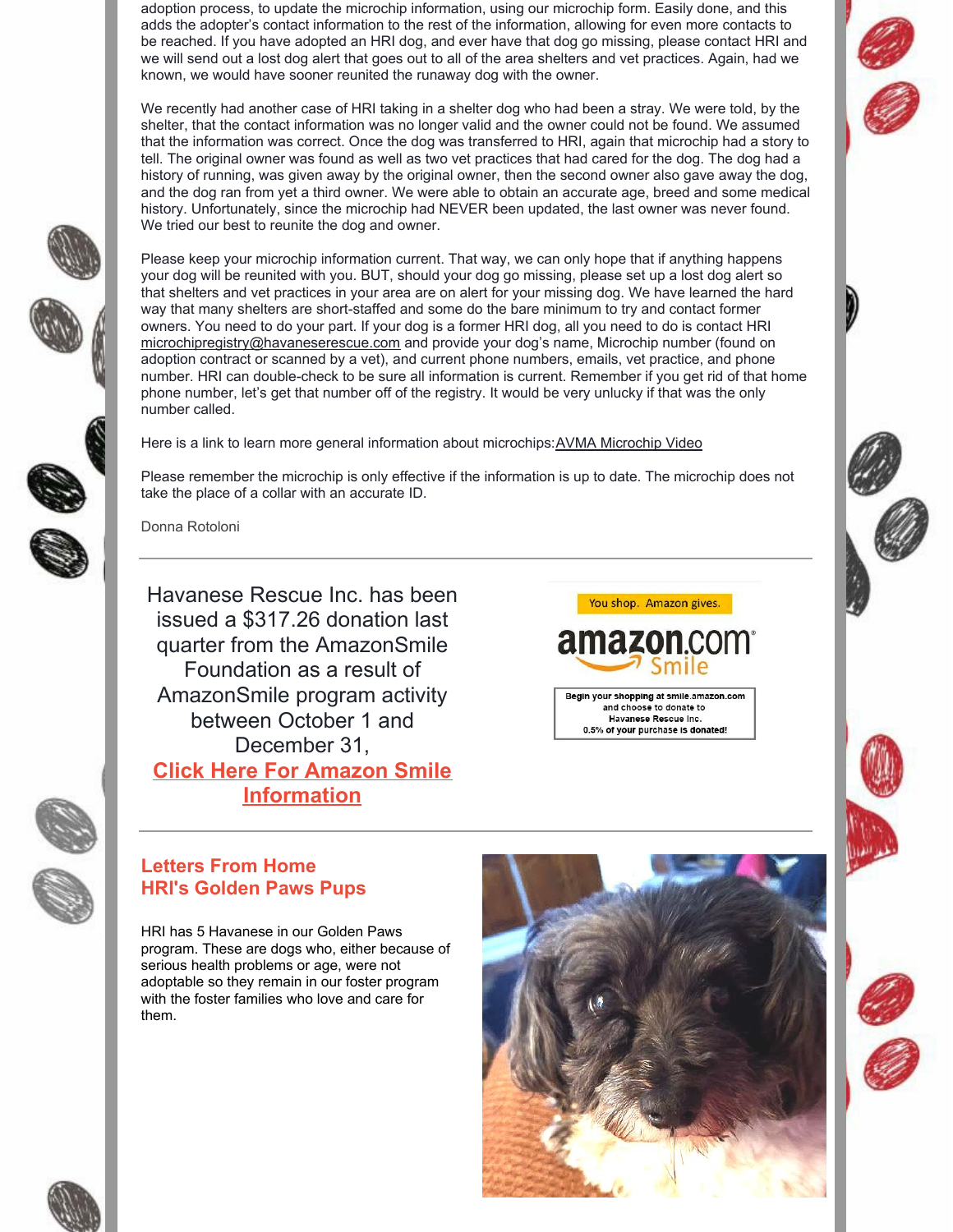adoption process, to update the microchip information, using our microchip form. Easily done, and this adds the adopter's contact information to the rest of the information, allowing for even more contacts to be reached. If you have adopted an HRI dog, and ever have that dog go missing, please contact HRI and we will send out a lost dog alert that goes out to all of the area shelters and vet practices. Again, had we known, we would have sooner reunited the runaway dog with the owner.

We recently had another case of HRI taking in a shelter dog who had been a stray. We were told, by the shelter, that the contact information was no longer valid and the owner could not be found. We assumed that the information was correct. Once the dog was transferred to HRI, again that microchip had a story to tell. The original owner was found as well as two vet practices that had cared for the dog. The dog had a history of running, was given away by the original owner, then the second owner also gave away the dog, and the dog ran from yet a third owner. We were able to obtain an accurate age, breed and some medical history. Unfortunately, since the microchip had NEVER been updated, the last owner was never found. We tried our best to reunite the dog and owner.

Please keep your microchip information current. That way, we can only hope that if anything happens your dog will be reunited with you. BUT, should your dog go missing, please set up a lost dog alert so that shelters and vet practices in your area are on alert for your missing dog. We have learned the hard way that many shelters are short-staffed and some do the bare minimum to try and contact former owners. You need to do your part. If your dog is a former HRI dog, all you need to do is contact HRI microchipregistry@havaneserescue.com and provide your dog's name, Microchip number (found on adoption contract or scanned by a vet), and current phone numbers, emails, vet practice, and phone number. HRI can double-check to be sure all information is current. Remember if you get rid of that home phone number, let's get that number off of the registry. It would be very unlucky if that was the only number called.

Here is a link to learn more general information about microchips: AVMA Microchip Video

Please remember the microchip is only effective if the information is up to date. The microchip does not take the place of a collar with an accurate ID.

Donna Rotoloni

---

Havanese Rescue Inc. has been issued a $317.26 donation last quarter from the AmazonSmile Foundation as a result of AmazonSmile program activity between October 1 and December 31,

**Click Here For Amazon Smile Information**

You shop. Amazon gives.

amazon.com Smile

Begin your shopping at smile.amazon.com and choose to donate to Havanese Rescue Inc.
0.5% of your purchase is donated!

---

## Letters From Home
## HRI's Golden Paws Pups

HRI has 5 Havanese in our Golden Paws program. These are dogs who, either because of serious health problems or age, were not adoptable so they remain in our foster program with the foster families who love and care for them.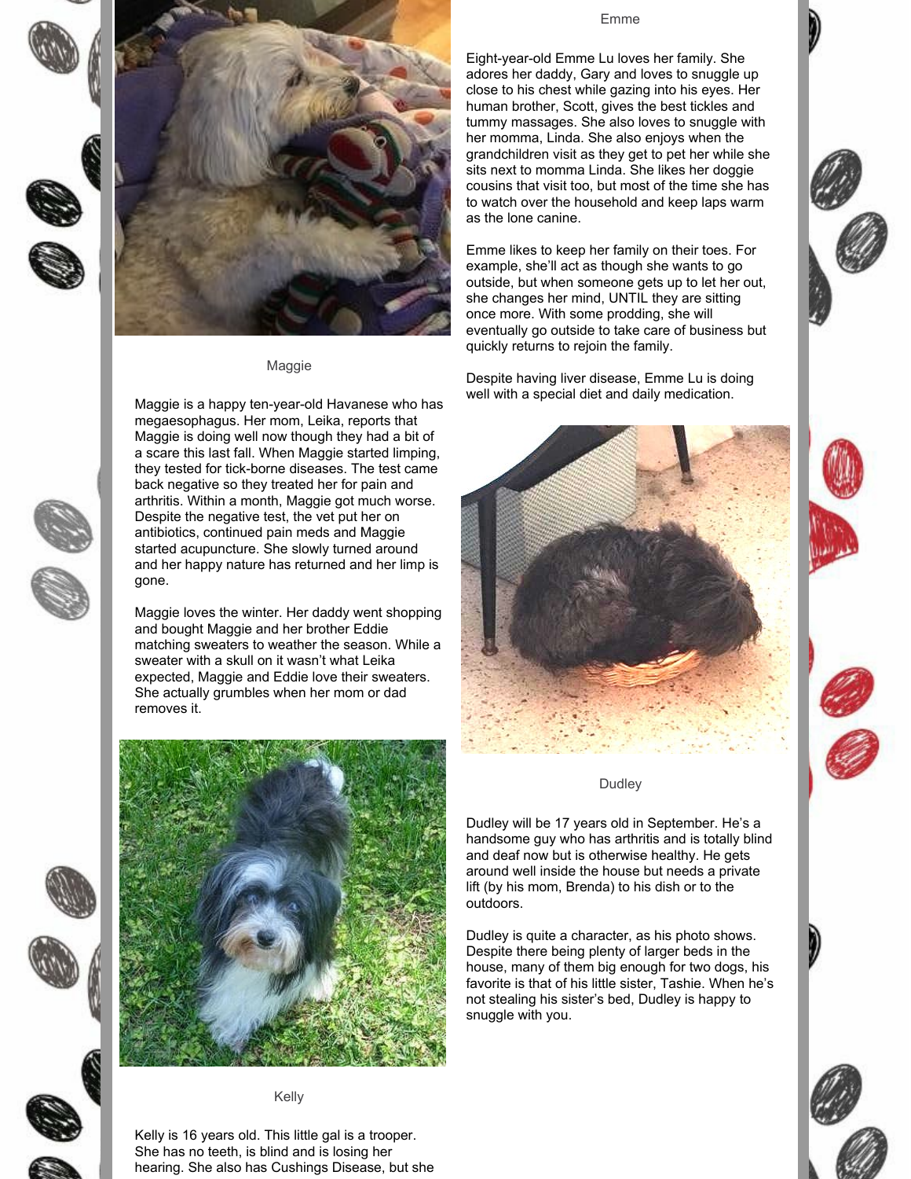Maggie

Maggie is a happy ten-year-old Havanese who has megaesophagus. Her mom, Leika, reports that Maggie is doing well now though they had a bit of a scare this last fall. When Maggie started limping, they tested for tick-borne diseases. The test came back negative so they treated her for pain and arthritis. Within a month, Maggie got much worse. Despite the negative test, the vet put her on antibiotics, continued pain meds and Maggie started acupuncture. She slowly turned around and her happy nature has returned and her limp is gone.

Maggie loves the winter. Her daddy went shopping and bought Maggie and her brother Eddie matching sweaters to weather the season. While a sweater with a skull on it wasn't what Leika expected, Maggie and Eddie love their sweaters. She actually grumbles when her mom or dad removes it.

Kelly

Kelly is 16 years old. This little gal is a trooper. She has no teeth, is blind and is losing her hearing. She also has Cushings Disease, but she

Emme

Eight-year-old Emme Lu loves her family. She adores her daddy, Gary and loves to snuggle up close to his chest while gazing into his eyes. Her human brother, Scott, gives the best tickles and tummy massages. She also loves to snuggle with her momma, Linda. She also enjoys when the grandchildren visit as they get to pet her while she sits next to momma Linda. She likes her doggie cousins that visit too, but most of the time she has to watch over the household and keep laps warm as the lone canine.

Emme likes to keep her family on their toes. For example, she'll act as though she wants to go outside, but when someone gets up to let her out, she changes her mind, UNTIL they are sitting once more. With some prodding, she will eventually go outside to take care of business but quickly returns to rejoin the family.

Despite having liver disease, Emme Lu is doing well with a special diet and daily medication.

Dudley

Dudley will be 17 years old in September. He's a handsome guy who has arthritis and is totally blind and deaf now but is otherwise healthy. He gets around well inside the house but needs a private lift (by his mom, Brenda) to his dish or to the outdoors.

Dudley is quite a character, as his photo shows. Despite there being plenty of larger beds in the house, many of them big enough for two dogs, his favorite is that of his little sister, Tashie. When he's not stealing his sister's bed, Dudley is happy to snuggle with you.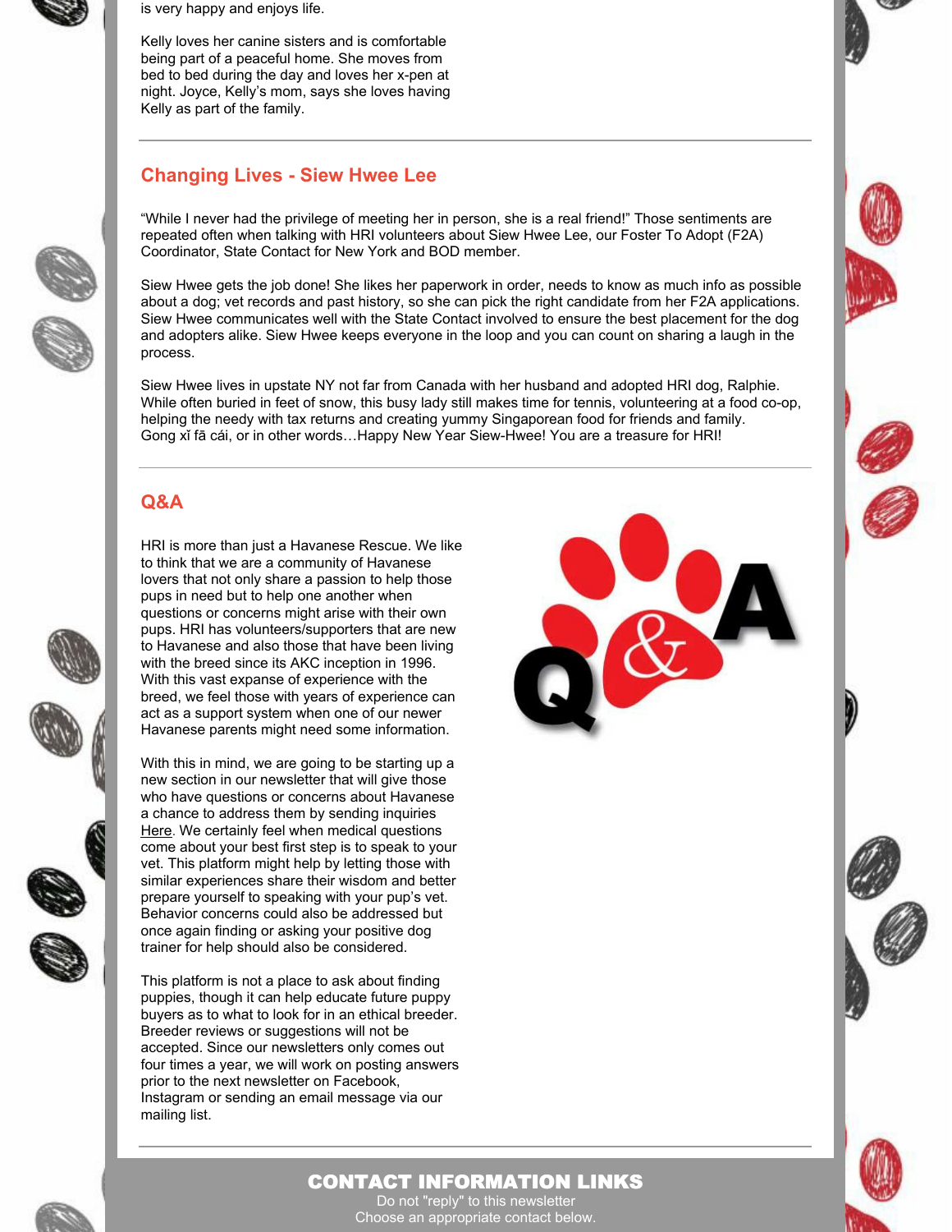is very happy and enjoys life.

Kelly loves her canine sisters and is comfortable being part of a peaceful home. She moves from bed to bed during the day and loves her x-pen at night. Joyce, Kelly's mom, says she loves having Kelly as part of the family.

## Changing Lives - Siew Hwee Lee

"While I never had the privilege of meeting her in person, she is a real friend!" Those sentiments are repeated often when talking with HRI volunteers about Siew Hwee Lee, our Foster To Adopt (F2A) Coordinator, State Contact for New York and BOD member.

Siew Hwee gets the job done! She likes her paperwork in order, needs to know as much info as possible about a dog; vet records and past history, so she can pick the right candidate from her F2A applications. Siew Hwee communicates well with the State Contact involved to ensure the best placement for the dog and adopters alike. Siew Hwee keeps everyone in the loop and you can count on sharing a laugh in the process.

Siew Hwee lives in upstate NY not far from Canada with her husband and adopted HRI dog, Ralphie. While often buried in feet of snow, this busy lady still makes time for tennis, volunteering at a food co-op, helping the needy with tax returns and creating yummy Singaporean food for friends and family. Gong xǐ fā cái, or in other words…Happy New Year Siew-Hwee! You are a treasure for HRI!

## Q&A

HRI is more than just a Havanese Rescue. We like to think that we are a community of Havanese lovers that not only share a passion to help those pups in need but to help one another when questions or concerns might arise with their own pups. HRI has volunteers/supporters that are new to Havanese and also those that have been living with the breed since its AKC inception in 1996. With this vast expanse of experience with the breed, we feel those with years of experience can act as a support system when one of our newer Havanese parents might need some information.

With this in mind, we are going to be starting up a new section in our newsletter that will give those who have questions or concerns about Havanese a chance to address them by sending inquiries Here. We certainly feel when medical questions come about your best first step is to speak to your vet. This platform might help by letting those with similar experiences share their wisdom and better prepare yourself to speaking with your pup's vet. Behavior concerns could also be addressed but once again finding or asking your positive dog trainer for help should also be considered.

This platform is not a place to ask about finding puppies, though it can help educate future puppy buyers as to what to look for in an ethical breeder. Breeder reviews or suggestions will not be accepted. Since our newsletters only comes out four times a year, we will work on posting answers prior to the next newsletter on Facebook, Instagram or sending an email message via our mailing list.

## CONTACT INFORMATION LINKS

Do not "reply" to this newsletter
Choose an appropriate contact below.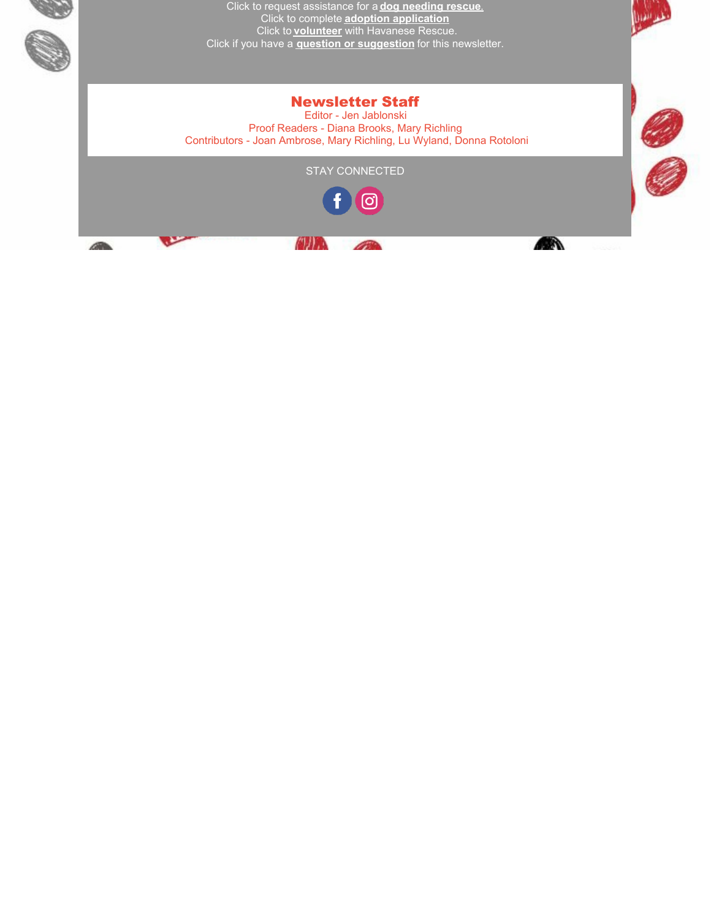Click to request assistance for a **dog needing rescue.**
Click to complete **adoption application**
Click to **volunteer** with Havanese Rescue.
Click if you have a **question or suggestion** for this newsletter.

## Newsletter Staff

Editor - Jen Jablonski
Proof Readers - Diana Brooks, Mary Richling
Contributors - Joan Ambrose, Mary Richling, Lu Wyland, Donna Rotoloni

STAY CONNECTED